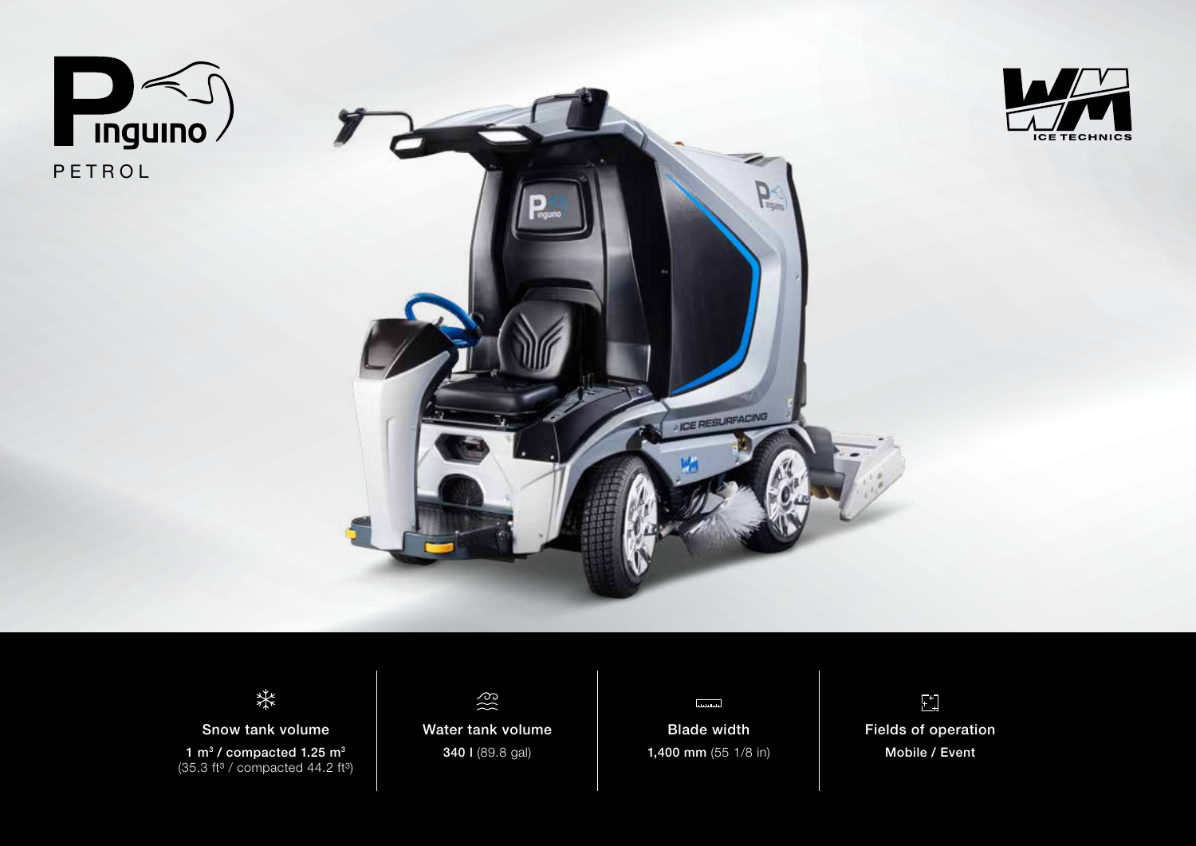# Pinguino

PETROL

WM ICE TECHNICS

| Snow tank volume | Water tank volume | Blade width | Fields of operation |
|---|---|---|---|
| **1 m³ / compacted 1.25 m³** (35.3 ft³ / compacted 44.2 ft³) | **340 l** (89.8 gal) | **1,400 mm** (55 1/8 in) | **Mobile / Event** |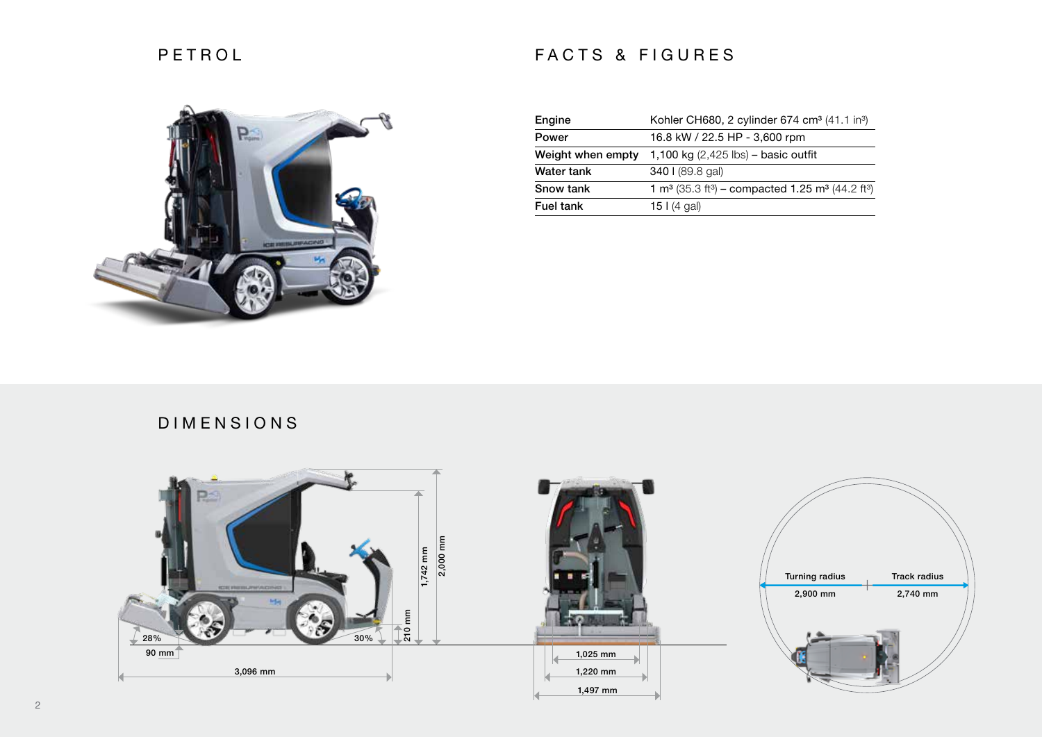## PETROL

## FACTS & FIGURES

| | |
|---|---|
| Engine | Kohler CH680, 2 cylinder 674 cm³ (41.1 in³) |
| Power | 16.8 kW / 22.5 HP - 3,600 rpm |
| Weight when empty | 1,100 kg (2,425 lbs) – basic outfit |
| Water tank | 340 l (89.8 gal) |
| Snow tank | 1 m³ (35.3 ft³) – compacted 1.25 m³ (44.2 ft³) |
| Fuel tank | 15 l (4 gal) |

## DIMENSIONS

28%

90 mm

3,096 mm

30%

210 mm

1,742 mm

2,000 mm

1,025 mm

1,220 mm

1,497 mm

Turning radius 2,900 mm

Track radius 2,740 mm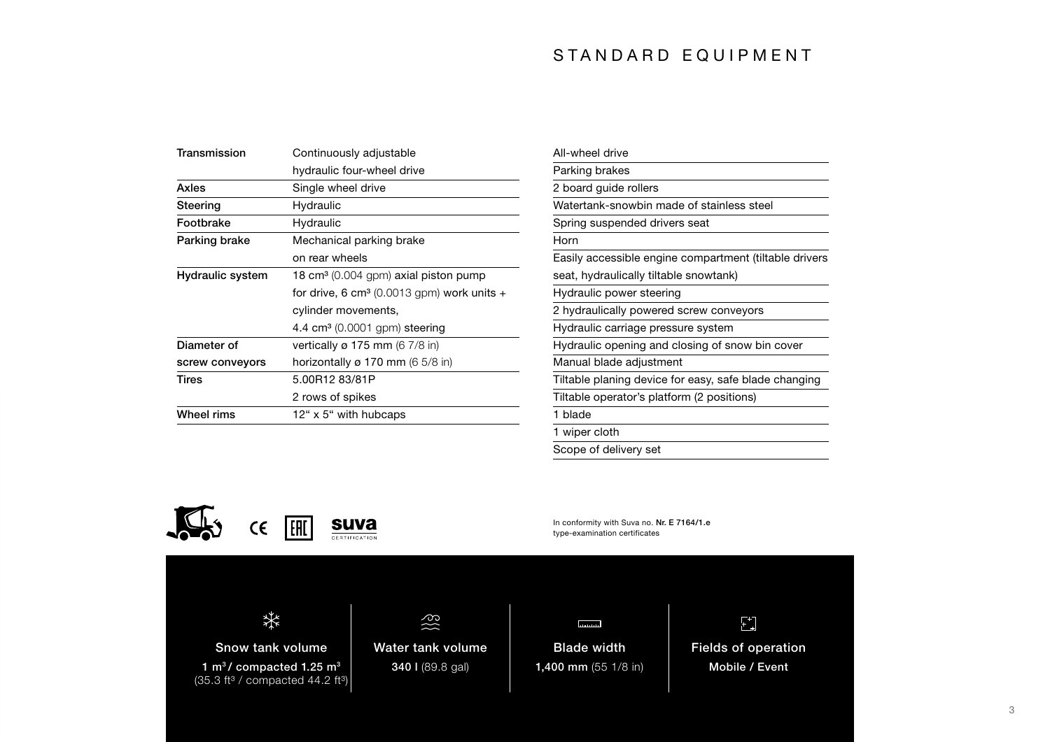# STANDARD EQUIPMENT

| Transmission | Continuously adjustable hydraulic four-wheel drive |
| --- | --- |
| Axles | Single wheel drive |
| Steering | Hydraulic |
| Footbrake | Hydraulic |
| Parking brake | Mechanical parking brake on rear wheels |
| Hydraulic system | 18 cm³ (0.004 gpm) axial piston pump for drive, 6 cm³ (0.0013 gpm) work units + cylinder movements, 4.4 cm³ (0.0001 gpm) steering |
| Diameter of screw conveyors | vertically ø 175 mm (6 7/8 in) horizontally ø 170 mm (6 5/8 in) |
| Tires | 5.00R12 83/81P 2 rows of spikes |
| Wheel rims | 12" x 5" with hubcaps |

- All-wheel drive
- Parking brakes
- 2 board guide rollers
- Watertank-snowbin made of stainless steel
- Spring suspended drivers seat
- Horn
- Easily accessible engine compartment (tiltable drivers seat, hydraulically tiltable snowtank)
- Hydraulic power steering
- 2 hydraulically powered screw conveyors
- Hydraulic carriage pressure system
- Hydraulic opening and closing of snow bin cover
- Manual blade adjustment
- Tiltable planing device for easy, safe blade changing
- Tiltable operator's platform (2 positions)
- 1 blade
- 1 wiper cloth
- Scope of delivery set

CE EAC suva CERTIFICATION

In conformity with Suva no. **Nr. E 7164/1.e** type-examination certificates

| Snow tank volume | Water tank volume | Blade width | Fields of operation |
| --- | --- | --- | --- |
| **1 m³ / compacted 1.25 m³** (35.3 ft³ / compacted 44.2 ft³) | **340 l** (89.8 gal) | **1,400 mm** (55 1/8 in) | **Mobile / Event** |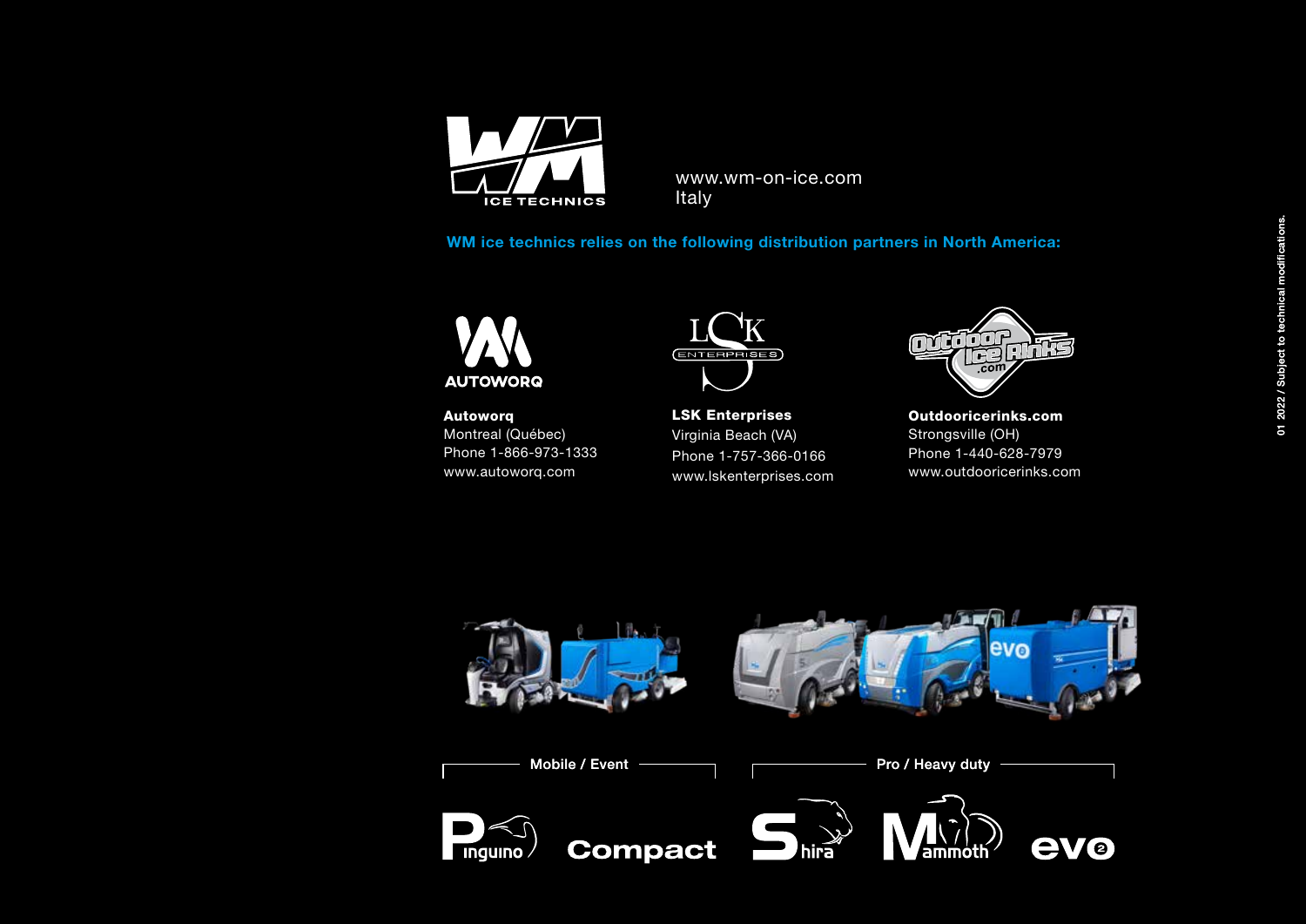WM ICE TECHNICS

www.wm-on-ice.com
Italy

**WM ice technics relies on the following distribution partners in North America:**

AUTOWORQ

**Autoworq**
Montreal (Québec)
Phone 1-866-973-1333
www.autoworq.com

LSK ENTERPRISES

**LSK Enterprises**
Virginia Beach (VA)
Phone 1-757-366-0166
www.lskenterprises.com

Outdoor Ice Rinks .com

**Outdooricerinks.com**
Strongsville (OH)
Phone 1-440-628-7979
www.outdoooricerinks.com

Mobile / Event

Pinguino Compact

Pro / Heavy duty

Shira Mammoth evo2

01 2022 / Subject to technical modifications.